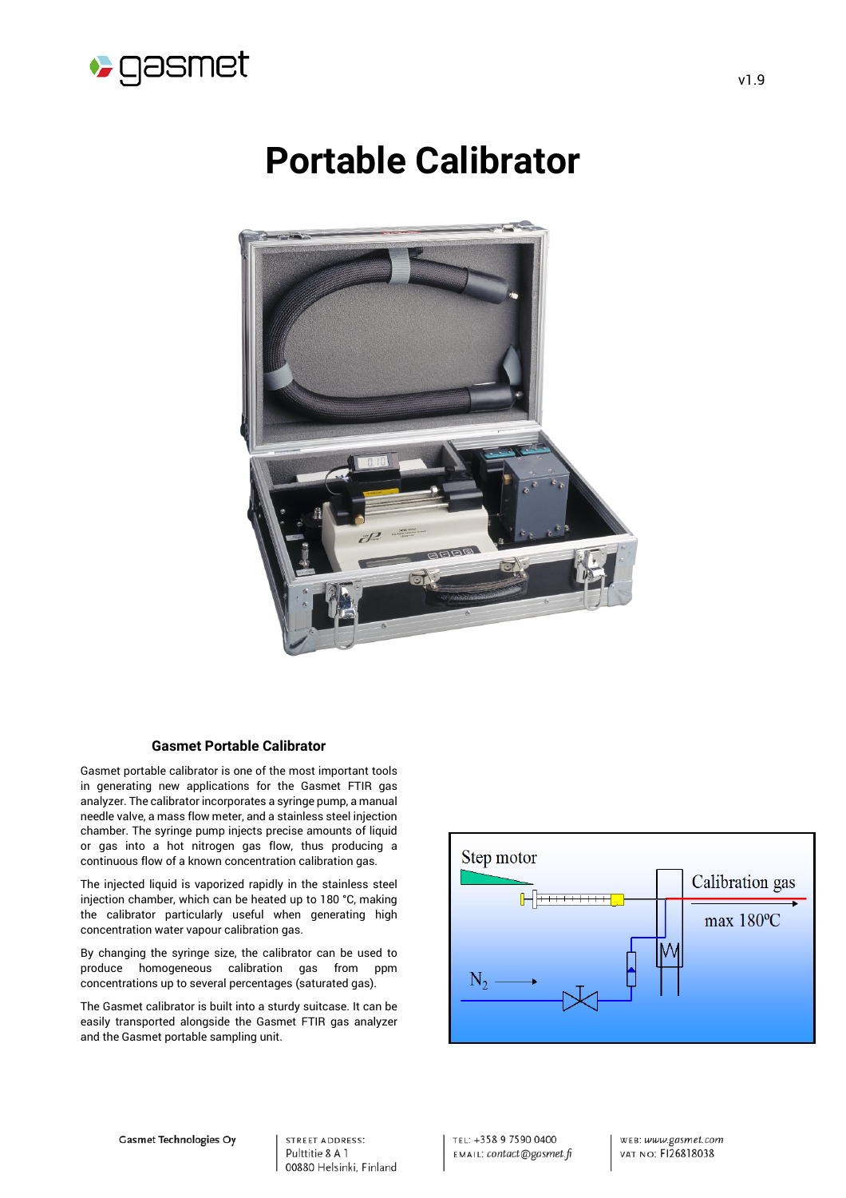# Portable Calibrator

### Gasmet Portable Calibrator

Gasmet portable calibrator is one of the most important tools in generating new applications for the Gasmet FTIR gas analyzer. The calibrator incorporates a syringe pump, a manual needle valve, a mass flow meter, and a stainless steel injection chamber. The syringe pump injects precise amounts of liquid or gas into a hot nitrogen gas flow, thus producing a continuous flow of a known concentration calibration gas.

The injected liquid is vaporized rapidly in the stainless steel injection chamber, which can be heated up to 180 °C, making the calibrator particularly useful when generating high concentration water vapour calibration gas.

By changing the syringe size, the calibrator can be used to produce homogeneous calibration gas from ppm concentrations up to several percentages (saturated gas).

The Gasmet calibrator is built into a sturdy suitcase. It can be easily transported alongside the Gasmet FTIR gas analyzer and the Gasmet portable sampling unit.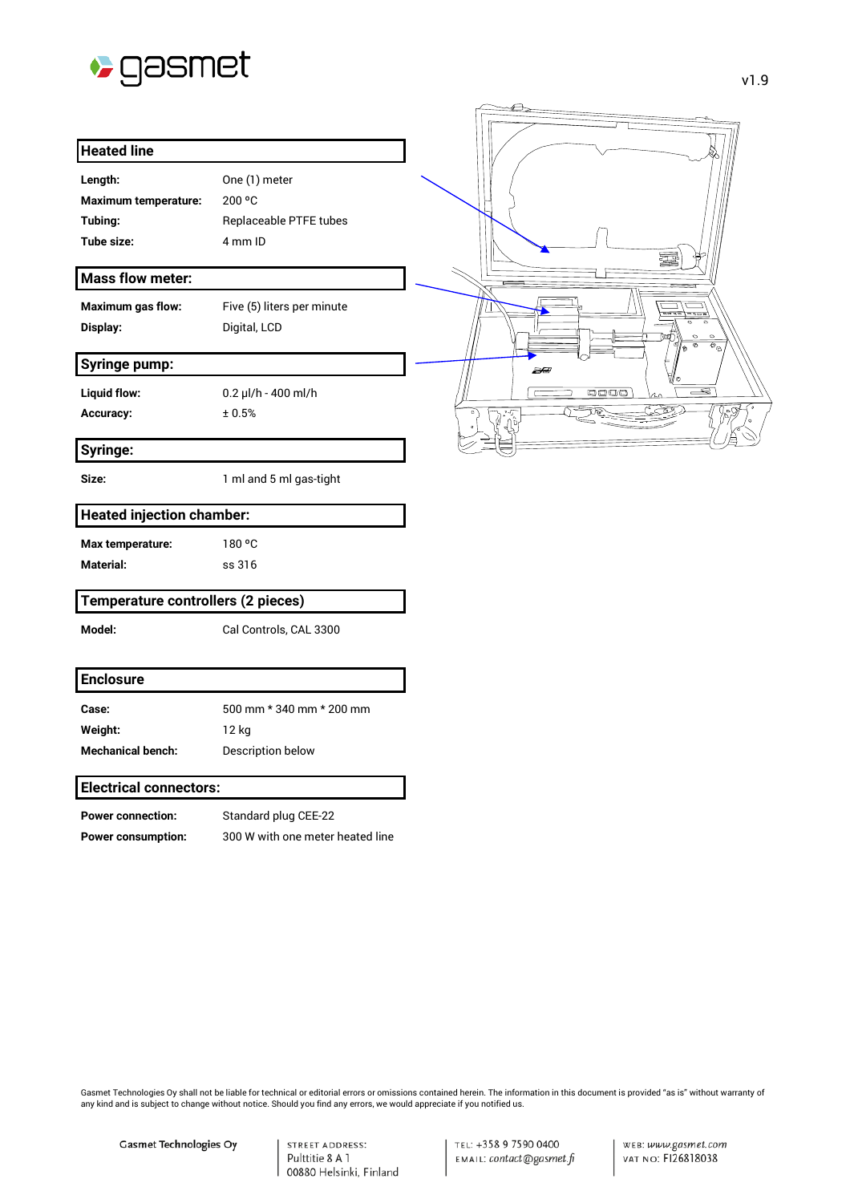## Heated line

| | |
|---|---|
| **Length:** | One (1) meter |
| **Maximum temperature:** | 200 °C |
| **Tubing:** | Replaceable PTFE tubes |
| **Tube size:** | 4 mm ID |

## Mass flow meter:

| | |
|---|---|
| **Maximum gas flow:** | Five (5) liters per minute |
| **Display:** | Digital, LCD |

## Syringe pump:

| | |
|---|---|
| **Liquid flow:** | 0.2 µl/h - 400 ml/h |
| **Accuracy:** | ± 0.5% |

## Syringe:

| | |
|---|---|
| **Size:** | 1 ml and 5 ml gas-tight |

## Heated injection chamber:

| | |
|---|---|
| **Max temperature:** | 180 °C |
| **Material:** | ss 316 |

## Temperature controllers (2 pieces)

| | |
|---|---|
| **Model:** | Cal Controls, CAL 3300 |

## Enclosure

| | |
|---|---|
| **Case:** | 500 mm * 340 mm * 200 mm |
| **Weight:** | 12 kg |
| **Mechanical bench:** | Description below |

## Electrical connectors:

| | |
|---|---|
| **Power connection:** | Standard plug CEE-22 |
| **Power consumption:** | 300 W with one meter heated line |

Gasmet Technologies Oy shall not be liable for technical or editorial errors or omissions contained herein. The information in this document is provided "as is" without warranty of any kind and is subject to change without notice. Should you find any errors, we would appreciate if you notified us.

Gasmet Technologies Oy | STREET ADDRESS: Pulttitie 8 A 1, 00880 Helsinki, Finland | TEL: +358 9 7590 0400, EMAIL: contact@gasmet.fi | WEB: www.gasmet.com, VAT NO: FI26818038